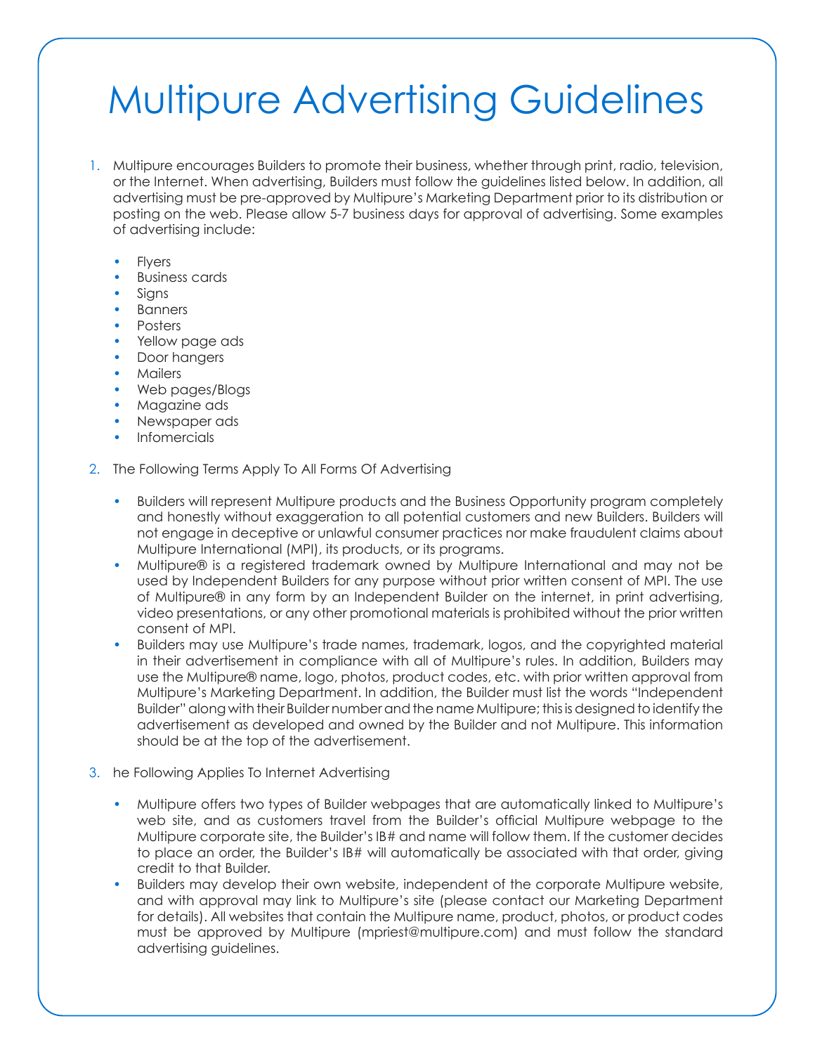# Multipure Advertising Guidelines

1. Multipure encourages Builders to promote their business, whether through print, radio, television, or the Internet. When advertising, Builders must follow the guidelines listed below. In addition, all advertising must be pre-approved by Multipure's Marketing Department prior to its distribution or posting on the web. Please allow 5-7 business days for approval of advertising. Some examples of advertising include:

   - Flyers
   - Business cards
   - Signs
   - Banners
   - Posters
   - Yellow page ads
   - Door hangers
   - Mailers
   - Web pages/Blogs
   - Magazine ads
   - Newspaper ads
   - Infomercials

2. The Following Terms Apply To All Forms Of Advertising

   - Builders will represent Multipure products and the Business Opportunity program completely and honestly without exaggeration to all potential customers and new Builders. Builders will not engage in deceptive or unlawful consumer practices nor make fraudulent claims about Multipure International (MPI), its products, or its programs.
   - Multipure® is a registered trademark owned by Multipure International and may not be used by Independent Builders for any purpose without prior written consent of MPI. The use of Multipure® in any form by an Independent Builder on the internet, in print advertising, video presentations, or any other promotional materials is prohibited without the prior written consent of MPI.
   - Builders may use Multipure's trade names, trademark, logos, and the copyrighted material in their advertisement in compliance with all of Multipure's rules. In addition, Builders may use the Multipure® name, logo, photos, product codes, etc. with prior written approval from Multipure's Marketing Department. In addition, the Builder must list the words "Independent Builder" along with their Builder number and the name Multipure; this is designed to identify the advertisement as developed and owned by the Builder and not Multipure. This information should be at the top of the advertisement.

3. he Following Applies To Internet Advertising

   - Multipure offers two types of Builder webpages that are automatically linked to Multipure's web site, and as customers travel from the Builder's official Multipure webpage to the Multipure corporate site, the Builder's IB# and name will follow them. If the customer decides to place an order, the Builder's IB# will automatically be associated with that order, giving credit to that Builder.
   - Builders may develop their own website, independent of the corporate Multipure website, and with approval may link to Multipure's site (please contact our Marketing Department for details). All websites that contain the Multipure name, product, photos, or product codes must be approved by Multipure (mpriest@multipure.com) and must follow the standard advertising guidelines.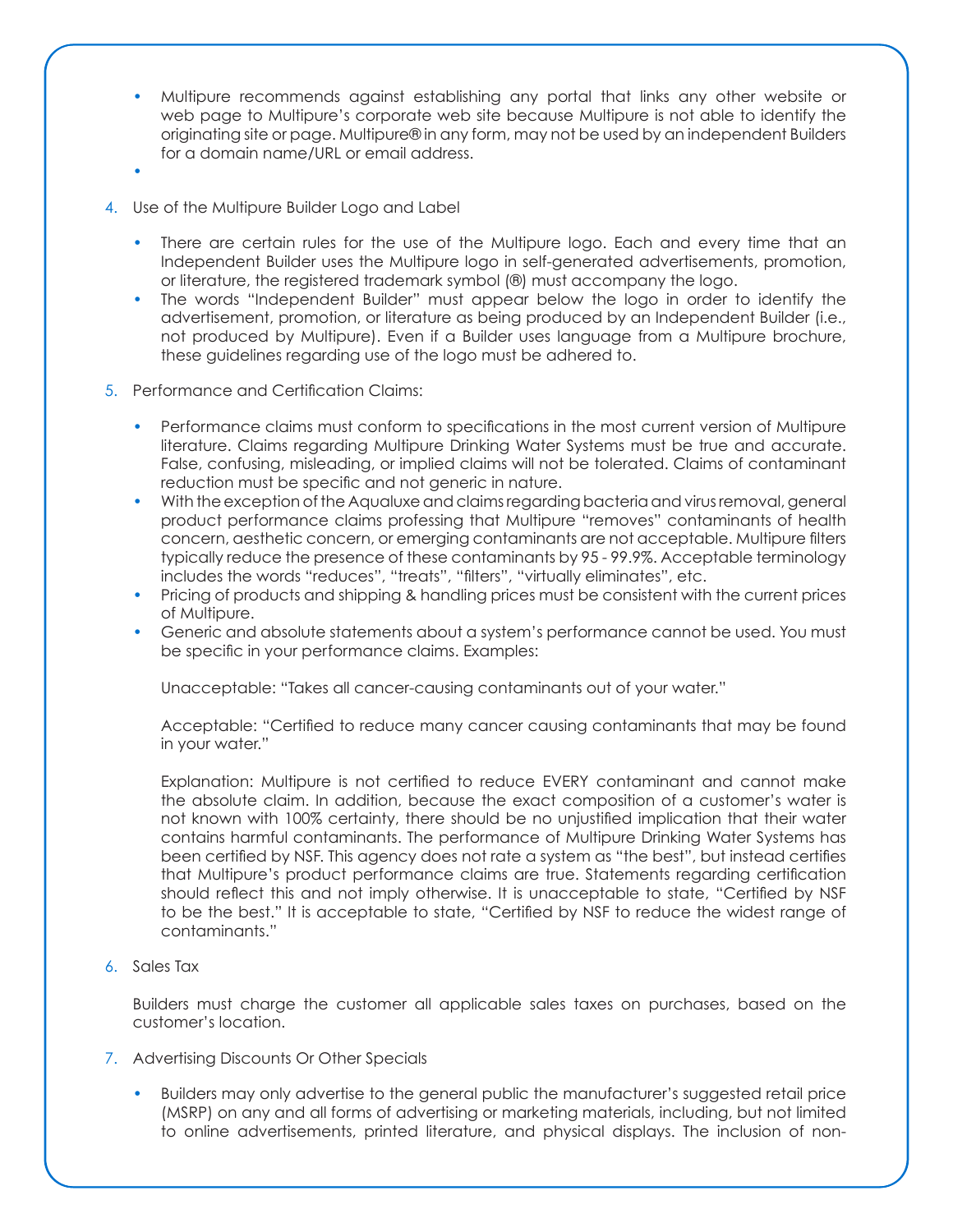- Multipure recommends against establishing any portal that links any other website or web page to Multipure's corporate web site because Multipure is not able to identify the originating site or page. Multipure® in any form, may not be used by an independent Builders for a domain name/URL or email address.
- 

4. Use of the Multipure Builder Logo and Label

   - There are certain rules for the use of the Multipure logo. Each and every time that an Independent Builder uses the Multipure logo in self-generated advertisements, promotion, or literature, the registered trademark symbol (®) must accompany the logo.
   - The words "Independent Builder" must appear below the logo in order to identify the advertisement, promotion, or literature as being produced by an Independent Builder (i.e., not produced by Multipure). Even if a Builder uses language from a Multipure brochure, these guidelines regarding use of the logo must be adhered to.

5. Performance and Certification Claims:

   - Performance claims must conform to specifications in the most current version of Multipure literature. Claims regarding Multipure Drinking Water Systems must be true and accurate. False, confusing, misleading, or implied claims will not be tolerated. Claims of contaminant reduction must be specific and not generic in nature.
   - With the exception of the Aqualuxe and claims regarding bacteria and virus removal, general product performance claims professing that Multipure "removes" contaminants of health concern, aesthetic concern, or emerging contaminants are not acceptable. Multipure filters typically reduce the presence of these contaminants by 95 - 99.9%. Acceptable terminology includes the words "reduces", "treats", "filters", "virtually eliminates", etc.
   - Pricing of products and shipping & handling prices must be consistent with the current prices of Multipure.
   - Generic and absolute statements about a system's performance cannot be used. You must be specific in your performance claims. Examples:

     Unacceptable: "Takes all cancer-causing contaminants out of your water."

     Acceptable: "Certified to reduce many cancer causing contaminants that may be found in your water."

     Explanation: Multipure is not certified to reduce EVERY contaminant and cannot make the absolute claim. In addition, because the exact composition of a customer's water is not known with 100% certainty, there should be no unjustified implication that their water contains harmful contaminants. The performance of Multipure Drinking Water Systems has been certified by NSF. This agency does not rate a system as "the best", but instead certifies that Multipure's product performance claims are true. Statements regarding certification should reflect this and not imply otherwise. It is unacceptable to state, "Certified by NSF to be the best." It is acceptable to state, "Certified by NSF to reduce the widest range of contaminants."

6. Sales Tax

   Builders must charge the customer all applicable sales taxes on purchases, based on the customer's location.

7. Advertising Discounts Or Other Specials

   - Builders may only advertise to the general public the manufacturer's suggested retail price (MSRP) on any and all forms of advertising or marketing materials, including, but not limited to online advertisements, printed literature, and physical displays. The inclusion of non-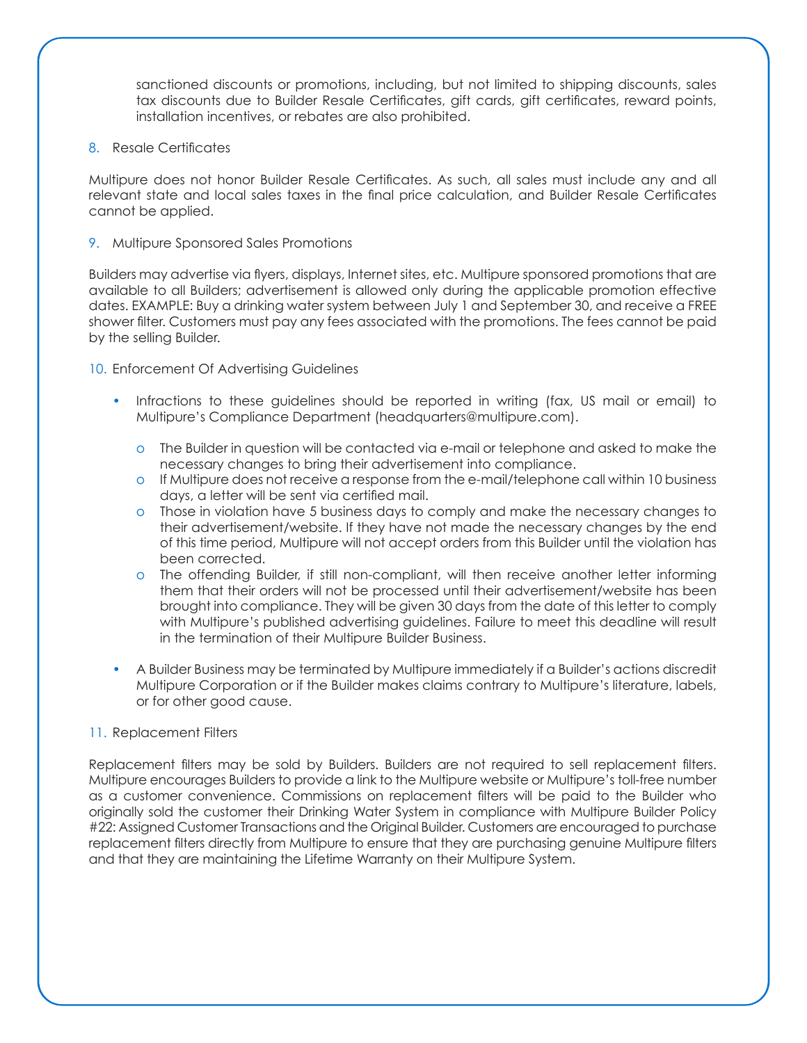sanctioned discounts or promotions, including, but not limited to shipping discounts, sales tax discounts due to Builder Resale Certificates, gift cards, gift certificates, reward points, installation incentives, or rebates are also prohibited.

8. Resale Certificates

Multipure does not honor Builder Resale Certificates. As such, all sales must include any and all relevant state and local sales taxes in the final price calculation, and Builder Resale Certificates cannot be applied.

9. Multipure Sponsored Sales Promotions

Builders may advertise via flyers, displays, Internet sites, etc. Multipure sponsored promotions that are available to all Builders; advertisement is allowed only during the applicable promotion effective dates. EXAMPLE: Buy a drinking water system between July 1 and September 30, and receive a FREE shower filter. Customers must pay any fees associated with the promotions. The fees cannot be paid by the selling Builder.

10. Enforcement Of Advertising Guidelines

- Infractions to these guidelines should be reported in writing (fax, US mail or email) to Multipure's Compliance Department (headquarters@multipure.com).
  - The Builder in question will be contacted via e-mail or telephone and asked to make the necessary changes to bring their advertisement into compliance.
  - If Multipure does not receive a response from the e-mail/telephone call within 10 business days, a letter will be sent via certified mail.
  - Those in violation have 5 business days to comply and make the necessary changes to their advertisement/website. If they have not made the necessary changes by the end of this time period, Multipure will not accept orders from this Builder until the violation has been corrected.
  - The offending Builder, if still non-compliant, will then receive another letter informing them that their orders will not be processed until their advertisement/website has been brought into compliance. They will be given 30 days from the date of this letter to comply with Multipure's published advertising guidelines. Failure to meet this deadline will result in the termination of their Multipure Builder Business.
- A Builder Business may be terminated by Multipure immediately if a Builder's actions discredit Multipure Corporation or if the Builder makes claims contrary to Multipure's literature, labels, or for other good cause.

11. Replacement Filters

Replacement filters may be sold by Builders. Builders are not required to sell replacement filters. Multipure encourages Builders to provide a link to the Multipure website or Multipure's toll-free number as a customer convenience. Commissions on replacement filters will be paid to the Builder who originally sold the customer their Drinking Water System in compliance with Multipure Builder Policy #22: Assigned Customer Transactions and the Original Builder. Customers are encouraged to purchase replacement filters directly from Multipure to ensure that they are purchasing genuine Multipure filters and that they are maintaining the Lifetime Warranty on their Multipure System.